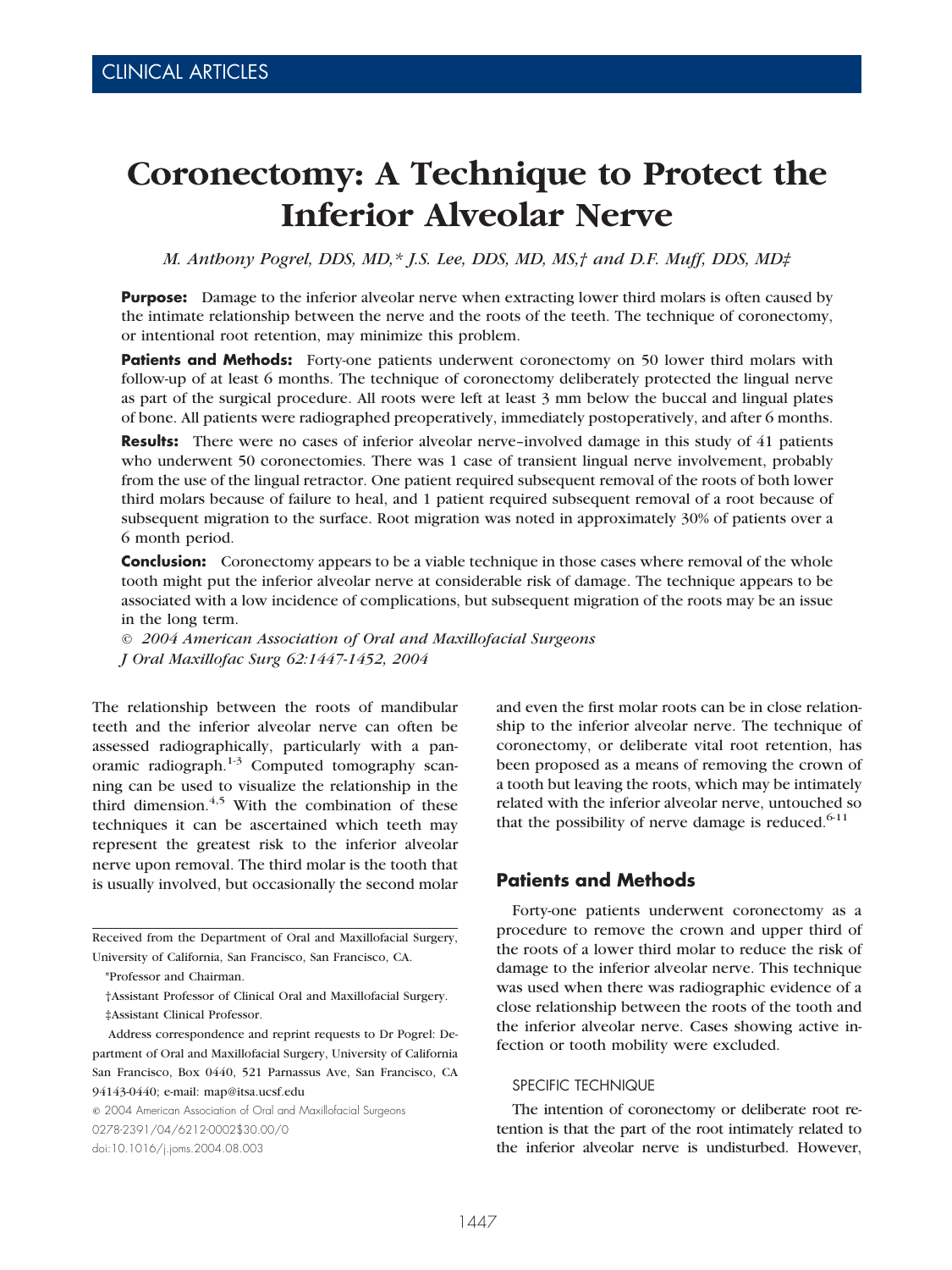CLINICAL ARTICLES

# Coronectomy: A Technique to Protect the Inferior Alveolar Nerve

*M. Anthony Pogrel, DDS, MD,\* J.S. Lee, DDS, MD, MS,† and D.F. Muff, DDS, MD‡*

**Purpose:** Damage to the inferior alveolar nerve when extracting lower third molars is often caused by the intimate relationship between the nerve and the roots of the teeth. The technique of coronectomy, or intentional root retention, may minimize this problem.

**Patients and Methods:** Forty-one patients underwent coronectomy on 50 lower third molars with follow-up of at least 6 months. The technique of coronectomy deliberately protected the lingual nerve as part of the surgical procedure. All roots were left at least 3 mm below the buccal and lingual plates of bone. All patients were radiographed preoperatively, immediately postoperatively, and after 6 months.

**Results:** There were no cases of inferior alveolar nerve–involved damage in this study of 41 patients who underwent 50 coronectomies. There was 1 case of transient lingual nerve involvement, probably from the use of the lingual retractor. One patient required subsequent removal of the roots of both lower third molars because of failure to heal, and 1 patient required subsequent removal of a root because of subsequent migration to the surface. Root migration was noted in approximately 30% of patients over a 6 month period.

**Conclusion:** Coronectomy appears to be a viable technique in those cases where removal of the whole tooth might put the inferior alveolar nerve at considerable risk of damage. The technique appears to be associated with a low incidence of complications, but subsequent migration of the roots may be an issue in the long term.

*© 2004 American Association of Oral and Maxillofacial Surgeons*
*J Oral Maxillofac Surg 62:1447-1452, 2004*

The relationship between the roots of mandibular teeth and the inferior alveolar nerve can often be assessed radiographically, particularly with a panoramic radiograph.[1-3] Computed tomography scanning can be used to visualize the relationship in the third dimension.[4,5] With the combination of these techniques it can be ascertained which teeth may represent the greatest risk to the inferior alveolar nerve upon removal. The third molar is the tooth that is usually involved, but occasionally the second molar and even the first molar roots can be in close relationship to the inferior alveolar nerve. The technique of coronectomy, or deliberate vital root retention, has been proposed as a means of removing the crown of a tooth but leaving the roots, which may be intimately related with the inferior alveolar nerve, untouched so that the possibility of nerve damage is reduced.[6-11]

Received from the Department of Oral and Maxillofacial Surgery, University of California, San Francisco, San Francisco, CA.

\*Professor and Chairman.

†Assistant Professor of Clinical Oral and Maxillofacial Surgery.

‡Assistant Clinical Professor.

Address correspondence and reprint requests to Dr Pogrel: Department of Oral and Maxillofacial Surgery, University of California San Francisco, Box 0440, 521 Parnassus Ave, San Francisco, CA 94143-0440; e-mail: map@itsa.ucsf.edu

© 2004 American Association of Oral and Maxillofacial Surgeons
0278-2391/04/6212-0002$30.00/0
doi:10.1016/j.joms.2004.08.003

## Patients and Methods

Forty-one patients underwent coronectomy as a procedure to remove the crown and upper third of the roots of a lower third molar to reduce the risk of damage to the inferior alveolar nerve. This technique was used when there was radiographic evidence of a close relationship between the roots of the tooth and the inferior alveolar nerve. Cases showing active infection or tooth mobility were excluded.

### SPECIFIC TECHNIQUE

The intention of coronectomy or deliberate root retention is that the part of the root intimately related to the inferior alveolar nerve is undisturbed. However,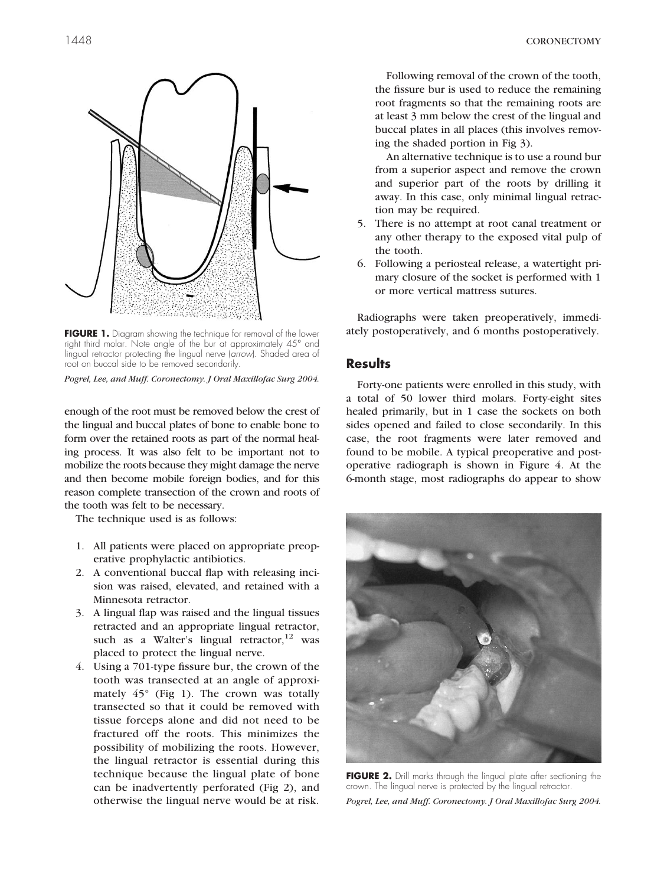**FIGURE 1.** Diagram showing the technique for removal of the lower right third molar. Note angle of the bur at approximately 45° and lingual retractor protecting the lingual nerve (*arrow*). Shaded area of root on buccal side to be removed secondarily.

*Pogrel, Lee, and Muff. Coronectomy. J Oral Maxillofac Surg 2004.*

enough of the root must be removed below the crest of the lingual and buccal plates of bone to enable bone to form over the retained roots as part of the normal healing process. It was also felt to be important not to mobilize the roots because they might damage the nerve and then become mobile foreign bodies, and for this reason complete transection of the crown and roots of the tooth was felt to be necessary.

The technique used is as follows:

1. All patients were placed on appropriate preoperative prophylactic antibiotics.
2. A conventional buccal flap with releasing incision was raised, elevated, and retained with a Minnesota retractor.
3. A lingual flap was raised and the lingual tissues retracted and an appropriate lingual retractor, such as a Walter's lingual retractor,[12] was placed to protect the lingual nerve.
4. Using a 701-type fissure bur, the crown of the tooth was transected at an angle of approximately 45° (Fig 1). The crown was totally transected so that it could be removed with tissue forceps alone and did not need to be fractured off the roots. This minimizes the possibility of mobilizing the roots. However, the lingual retractor is essential during this technique because the lingual plate of bone can be inadvertently perforated (Fig 2), and otherwise the lingual nerve would be at risk.

   Following removal of the crown of the tooth, the fissure bur is used to reduce the remaining root fragments so that the remaining roots are at least 3 mm below the crest of the lingual and buccal plates in all places (this involves removing the shaded portion in Fig 3).

   An alternative technique is to use a round bur from a superior aspect and remove the crown and superior part of the roots by drilling it away. In this case, only minimal lingual retraction may be required.
5. There is no attempt at root canal treatment or any other therapy to the exposed vital pulp of the tooth.
6. Following a periosteal release, a watertight primary closure of the socket is performed with 1 or more vertical mattress sutures.

Radiographs were taken preoperatively, immediately postoperatively, and 6 months postoperatively.

## Results

Forty-one patients were enrolled in this study, with a total of 50 lower third molars. Forty-eight sites healed primarily, but in 1 case the sockets on both sides opened and failed to close secondarily. In this case, the root fragments were later removed and found to be mobile. A typical preoperative and postoperative radiograph is shown in Figure 4. At the 6-month stage, most radiographs do appear to show

**FIGURE 2.** Drill marks through the lingual plate after sectioning the crown. The lingual nerve is protected by the lingual retractor.

*Pogrel, Lee, and Muff. Coronectomy. J Oral Maxillofac Surg 2004.*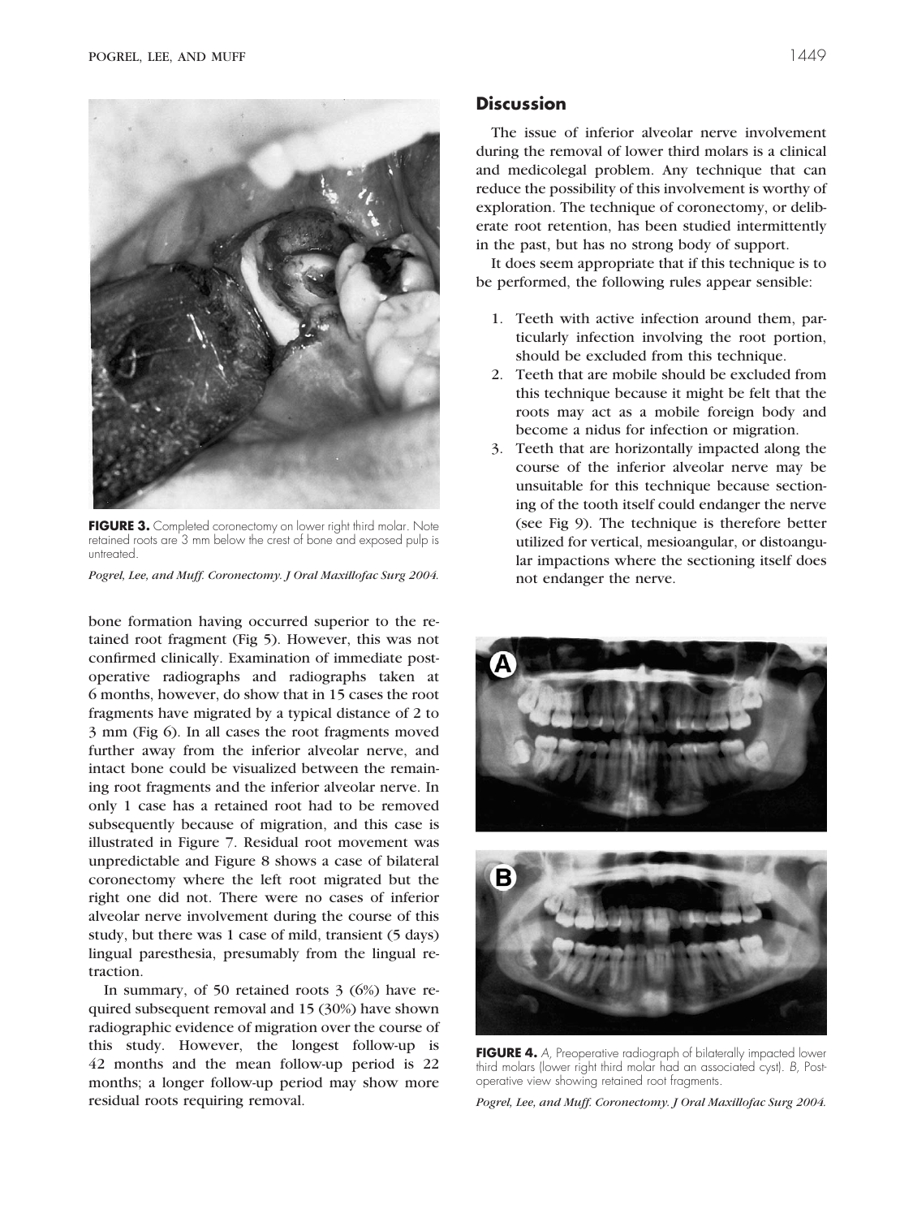**FIGURE 3.** Completed coronectomy on lower right third molar. Note retained roots are 3 mm below the crest of bone and exposed pulp is untreated.

*Pogrel, Lee, and Muff. Coronectomy. J Oral Maxillofac Surg 2004.*

bone formation having occurred superior to the retained root fragment (Fig 5). However, this was not confirmed clinically. Examination of immediate postoperative radiographs and radiographs taken at 6 months, however, do show that in 15 cases the root fragments have migrated by a typical distance of 2 to 3 mm (Fig 6). In all cases the root fragments moved further away from the inferior alveolar nerve, and intact bone could be visualized between the remaining root fragments and the inferior alveolar nerve. In only 1 case has a retained root had to be removed subsequently because of migration, and this case is illustrated in Figure 7. Residual root movement was unpredictable and Figure 8 shows a case of bilateral coronectomy where the left root migrated but the right one did not. There were no cases of inferior alveolar nerve involvement during the course of this study, but there was 1 case of mild, transient (5 days) lingual paresthesia, presumably from the lingual retraction.

In summary, of 50 retained roots 3 (6%) have required subsequent removal and 15 (30%) have shown radiographic evidence of migration over the course of this study. However, the longest follow-up is 42 months and the mean follow-up period is 22 months; a longer follow-up period may show more residual roots requiring removal.

## Discussion

The issue of inferior alveolar nerve involvement during the removal of lower third molars is a clinical and medicolegal problem. Any technique that can reduce the possibility of this involvement is worthy of exploration. The technique of coronectomy, or deliberate root retention, has been studied intermittently in the past, but has no strong body of support.

It does seem appropriate that if this technique is to be performed, the following rules appear sensible:

1. Teeth with active infection around them, particularly infection involving the root portion, should be excluded from this technique.
2. Teeth that are mobile should be excluded from this technique because it might be felt that the roots may act as a mobile foreign body and become a nidus for infection or migration.
3. Teeth that are horizontally impacted along the course of the inferior alveolar nerve may be unsuitable for this technique because sectioning of the tooth itself could endanger the nerve (see Fig 9). The technique is therefore better utilized for vertical, mesioangular, or distoangular impactions where the sectioning itself does not endanger the nerve.

**FIGURE 4.** *A,* Preoperative radiograph of bilaterally impacted lower third molars (lower right third molar had an associated cyst). *B,* Postoperative view showing retained root fragments.

*Pogrel, Lee, and Muff. Coronectomy. J Oral Maxillofac Surg 2004.*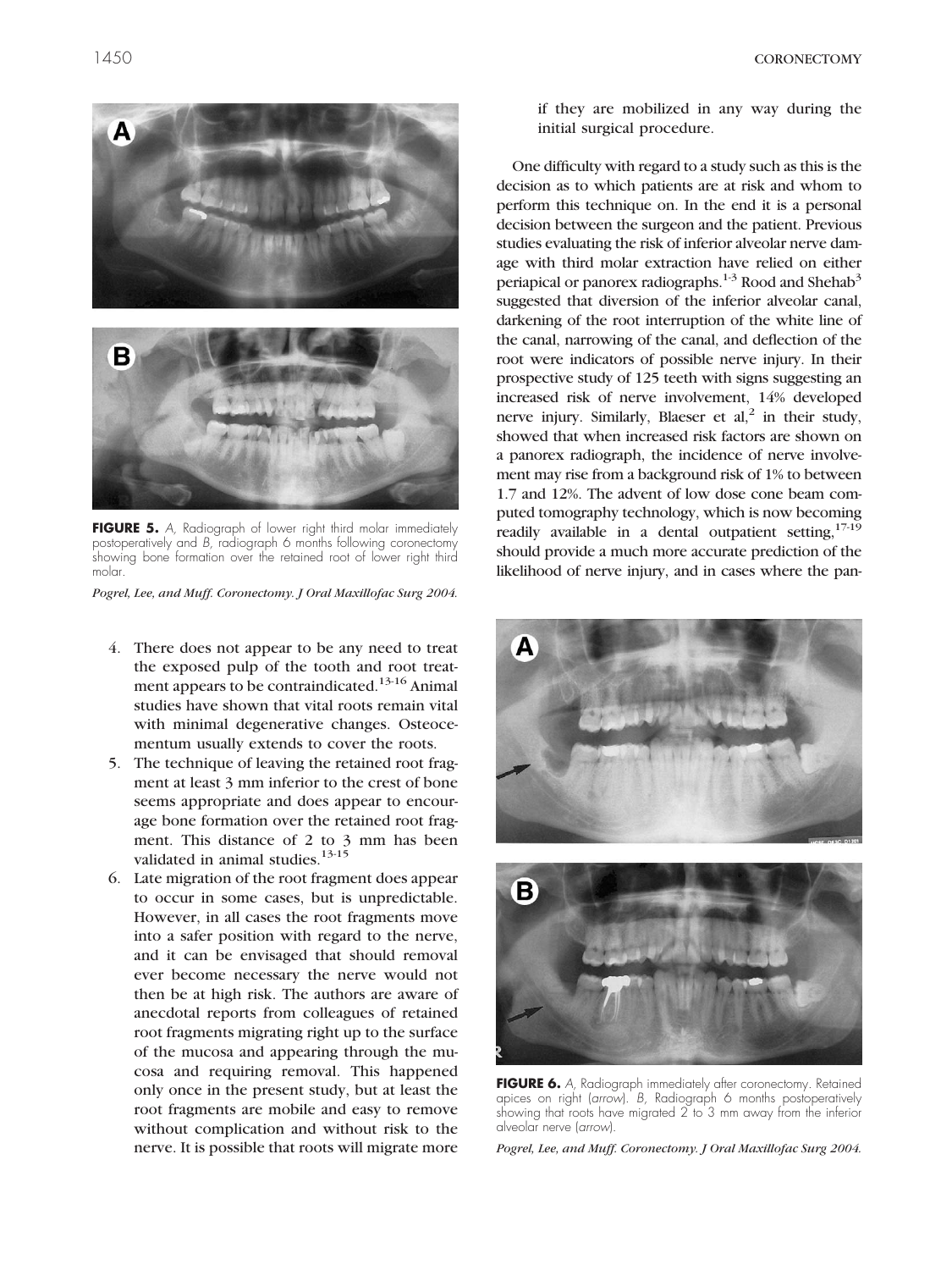FIGURE 5. *A*, Radiograph of lower right third molar immediately postoperatively and *B*, radiograph 6 months following coronectomy showing bone formation over the retained root of lower right third molar.

*Pogrel, Lee, and Muff. Coronectomy. J Oral Maxillofac Surg 2004.*

4. There does not appear to be any need to treat the exposed pulp of the tooth and root treatment appears to be contraindicated.[13-16] Animal studies have shown that vital roots remain vital with minimal degenerative changes. Osteocementum usually extends to cover the roots.
5. The technique of leaving the retained root fragment at least 3 mm inferior to the crest of bone seems appropriate and does appear to encourage bone formation over the retained root fragment. This distance of 2 to 3 mm has been validated in animal studies.[13-15]
6. Late migration of the root fragment does appear to occur in some cases, but is unpredictable. However, in all cases the root fragments move into a safer position with regard to the nerve, and it can be envisaged that should removal ever become necessary the nerve would not then be at high risk. The authors are aware of anecdotal reports from colleagues of retained root fragments migrating right up to the surface of the mucosa and appearing through the mucosa and requiring removal. This happened only once in the present study, but at least the root fragments are mobile and easy to remove without complication and without risk to the nerve. It is possible that roots will migrate more if they are mobilized in any way during the initial surgical procedure.

One difficulty with regard to a study such as this is the decision as to which patients are at risk and whom to perform this technique on. In the end it is a personal decision between the surgeon and the patient. Previous studies evaluating the risk of inferior alveolar nerve damage with third molar extraction have relied on either periapical or panorex radiographs.[1-3] Rood and Shehab[3] suggested that diversion of the inferior alveolar canal, darkening of the root interruption of the white line of the canal, narrowing of the canal, and deflection of the root were indicators of possible nerve injury. In their prospective study of 125 teeth with signs suggesting an increased risk of nerve involvement, 14% developed nerve injury. Similarly, Blaeser et al,[2] in their study, showed that when increased risk factors are shown on a panorex radiograph, the incidence of nerve involvement may rise from a background risk of 1% to between 1.7 and 12%. The advent of low dose cone beam computed tomography technology, which is now becoming readily available in a dental outpatient setting,[17-19] should provide a much more accurate prediction of the likelihood of nerve injury, and in cases where the pan-

FIGURE 6. *A*, Radiograph immediately after coronectomy. Retained apices on right (*arrow*). *B*, Radiograph 6 months postoperatively showing that roots have migrated 2 to 3 mm away from the inferior alveolar nerve (*arrow*).

*Pogrel, Lee, and Muff. Coronectomy. J Oral Maxillofac Surg 2004.*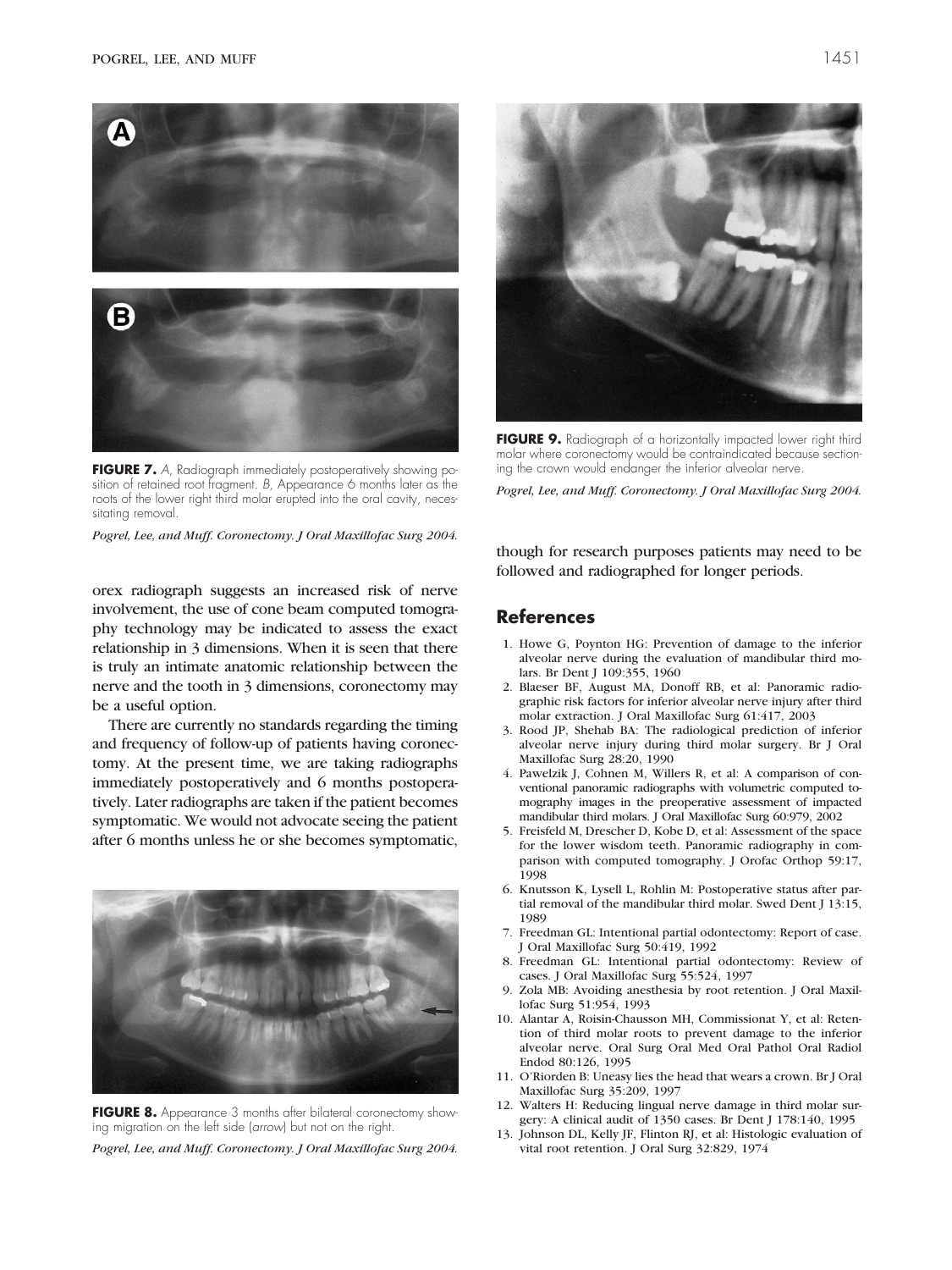**FIGURE 7.** *A,* Radiograph immediately postoperatively showing position of retained root fragment. *B,* Appearance 6 months later as the roots of the lower right third molar erupted into the oral cavity, necessitating removal.

*Pogrel, Lee, and Muff. Coronectomy. J Oral Maxillofac Surg 2004.*

orex radiograph suggests an increased risk of nerve involvement, the use of cone beam computed tomography technology may be indicated to assess the exact relationship in 3 dimensions. When it is seen that there is truly an intimate anatomic relationship between the nerve and the tooth in 3 dimensions, coronectomy may be a useful option.

There are currently no standards regarding the timing and frequency of follow-up of patients having coronectomy. At the present time, we are taking radiographs immediately postoperatively and 6 months postoperatively. Later radiographs are taken if the patient becomes symptomatic. We would not advocate seeing the patient after 6 months unless he or she becomes symptomatic, though for research purposes patients may need to be followed and radiographed for longer periods.

**FIGURE 8.** Appearance 3 months after bilateral coronectomy showing migration on the left side (*arrow*) but not on the right.

*Pogrel, Lee, and Muff. Coronectomy. J Oral Maxillofac Surg 2004.*

**FIGURE 9.** Radiograph of a horizontally impacted lower right third molar where coronectomy would be contraindicated because sectioning the crown would endanger the inferior alveolar nerve.

*Pogrel, Lee, and Muff. Coronectomy. J Oral Maxillofac Surg 2004.*

## References

1. Howe G, Poynton HG: Prevention of damage to the inferior alveolar nerve during the evaluation of mandibular third molars. Br Dent J 109:355, 1960
2. Blaeser BF, August MA, Donoff RB, et al: Panoramic radiographic risk factors for inferior alveolar nerve injury after third molar extraction. J Oral Maxillofac Surg 61:417, 2003
3. Rood JP, Shehab BA: The radiological prediction of inferior alveolar nerve injury during third molar surgery. Br J Oral Maxillofac Surg 28:20, 1990
4. Pawelzik J, Cohnen M, Willers R, et al: A comparison of conventional panoramic radiographs with volumetric computed tomography images in the preoperative assessment of impacted mandibular third molars. J Oral Maxillofac Surg 60:979, 2002
5. Freisfeld M, Drescher D, Kobe D, et al: Assessment of the space for the lower wisdom teeth. Panoramic radiography in comparison with computed tomography. J Orofac Orthop 59:17, 1998
6. Knutsson K, Lysell L, Rohlin M: Postoperative status after partial removal of the mandibular third molar. Swed Dent J 13:15, 1989
7. Freedman GL: Intentional partial odontectomy: Report of case. J Oral Maxillofac Surg 50:419, 1992
8. Freedman GL: Intentional partial odontectomy: Review of cases. J Oral Maxillofac Surg 55:524, 1997
9. Zola MB: Avoiding anesthesia by root retention. J Oral Maxillofac Surg 51:954, 1993
10. Alantar A, Roisin-Chausson MH, Commissionat Y, et al: Retention of third molar roots to prevent damage to the inferior alveolar nerve. Oral Surg Oral Med Oral Pathol Oral Radiol Endod 80:126, 1995
11. O'Riorden B: Uneasy lies the head that wears a crown. Br J Oral Maxillofac Surg 35:209, 1997
12. Walters H: Reducing lingual nerve damage in third molar surgery: A clinical audit of 1350 cases. Br Dent J 178:140, 1995
13. Johnson DL, Kelly JF, Flinton RJ, et al: Histologic evaluation of vital root retention. J Oral Surg 32:829, 1974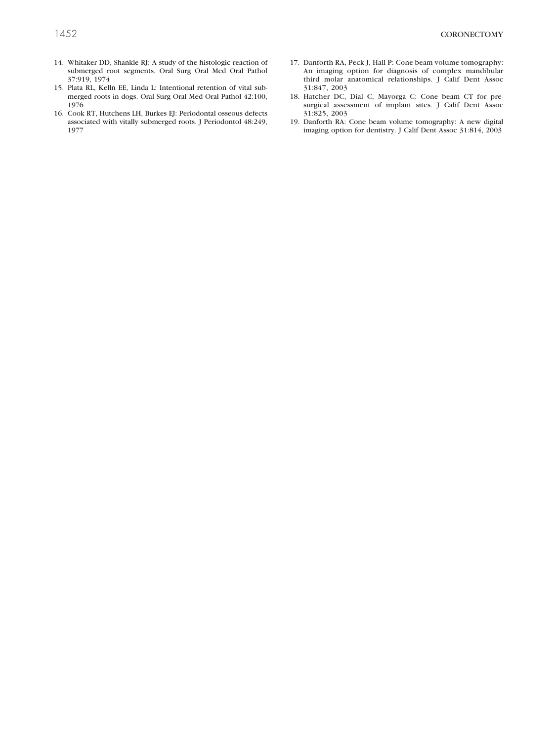14. Whitaker DD, Shankle RJ: A study of the histologic reaction of submerged root segments. Oral Surg Oral Med Oral Pathol 37:919, 1974
15. Plata RL, Kelln EE, Linda L: Intentional retention of vital submerged roots in dogs. Oral Surg Oral Med Oral Pathol 42:100, 1976
16. Cook RT, Hutchens LH, Burkes EJ: Periodontal osseous defects associated with vitally submerged roots. J Periodontol 48:249, 1977
17. Danforth RA, Peck J, Hall P: Cone beam volume tomography: An imaging option for diagnosis of complex mandibular third molar anatomical relationships. J Calif Dent Assoc 31:847, 2003
18. Hatcher DC, Dial C, Mayorga C: Cone beam CT for presurgical assessment of implant sites. J Calif Dent Assoc 31:825, 2003
19. Danforth RA: Cone beam volume tomography: A new digital imaging option for dentistry. J Calif Dent Assoc 31:814, 2003